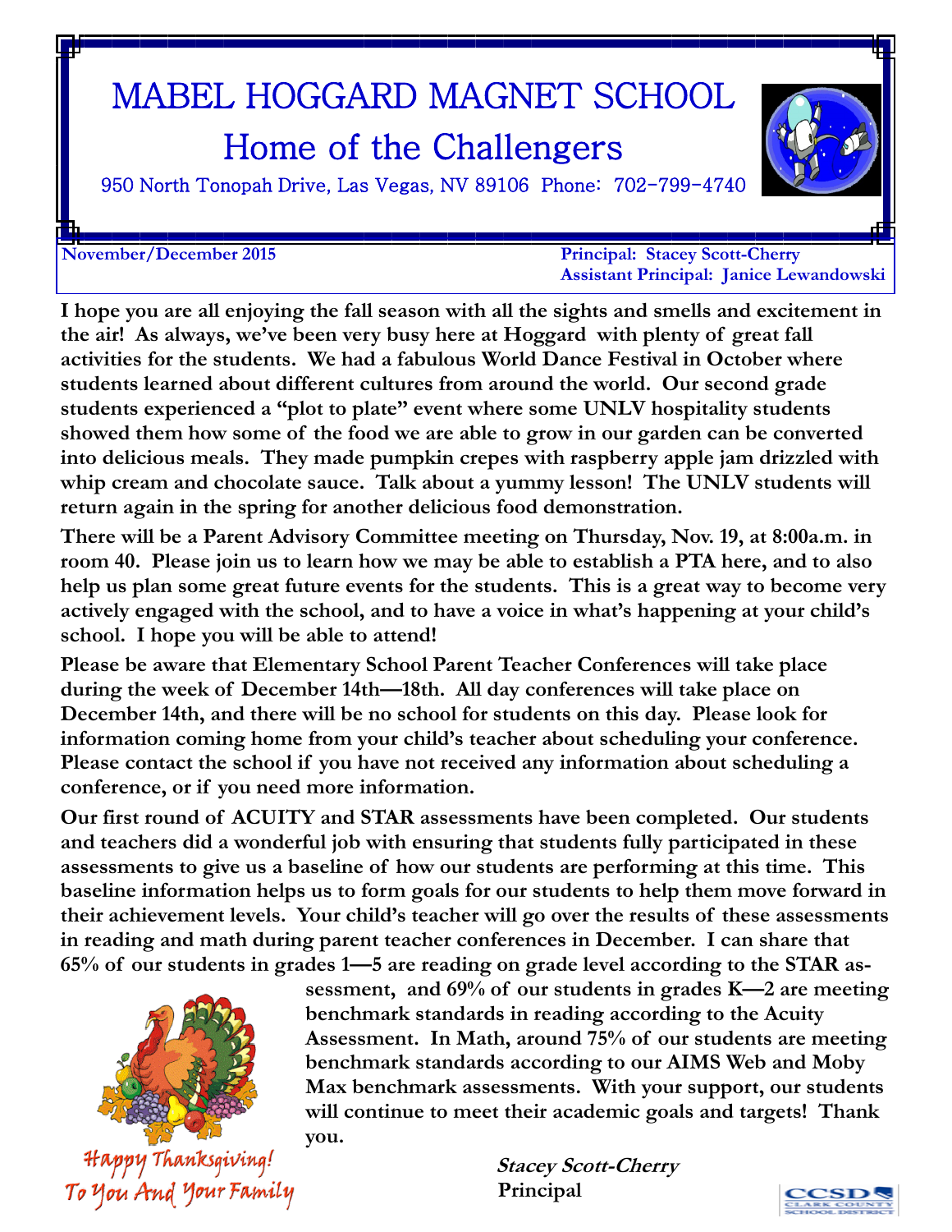# MABEL HOGGARD MAGNET SCHOOL

## Home of the Challengers

950 North Tonopah Drive, Las Vegas, NV 89106 Phone: 702-799-4740

**November/December 2015**

**Principal: Stacey Scott-Cherry**
**Assistant Principal: Janice Lewandowski**

**I hope you are all enjoying the fall season with all the sights and smells and excitement in the air! As always, we've been very busy here at Hoggard with plenty of great fall activities for the students. We had a fabulous World Dance Festival in October where students learned about different cultures from around the world. Our second grade students experienced a "plot to plate" event where some UNLV hospitality students showed them how some of the food we are able to grow in our garden can be converted into delicious meals. They made pumpkin crepes with raspberry apple jam drizzled with whip cream and chocolate sauce. Talk about a yummy lesson! The UNLV students will return again in the spring for another delicious food demonstration.**

**There will be a Parent Advisory Committee meeting on Thursday, Nov. 19, at 8:00a.m. in room 40. Please join us to learn how we may be able to establish a PTA here, and to also help us plan some great future events for the students. This is a great way to become very actively engaged with the school, and to have a voice in what's happening at your child's school. I hope you will be able to attend!**

**Please be aware that Elementary School Parent Teacher Conferences will take place during the week of December 14th—18th. All day conferences will take place on December 14th, and there will be no school for students on this day. Please look for information coming home from your child's teacher about scheduling your conference. Please contact the school if you have not received any information about scheduling a conference, or if you need more information.**

**Our first round of ACUITY and STAR assessments have been completed. Our students and teachers did a wonderful job with ensuring that students fully participated in these assessments to give us a baseline of how our students are performing at this time. This baseline information helps us to form goals for our students to help them move forward in their achievement levels. Your child's teacher will go over the results of these assessments in reading and math during parent teacher conferences in December. I can share that 65% of our students in grades 1—5 are reading on grade level according to the STAR assessment, and 69% of our students in grades K—2 are meeting benchmark standards in reading according to the Acuity Assessment. In Math, around 75% of our students are meeting benchmark standards according to our AIMS Web and Moby Max benchmark assessments. With your support, our students will continue to meet their academic goals and targets! Thank you.**

Happy Thanksgiving!
To You And Your Family

***Stacey Scott-Cherry***
**Principal**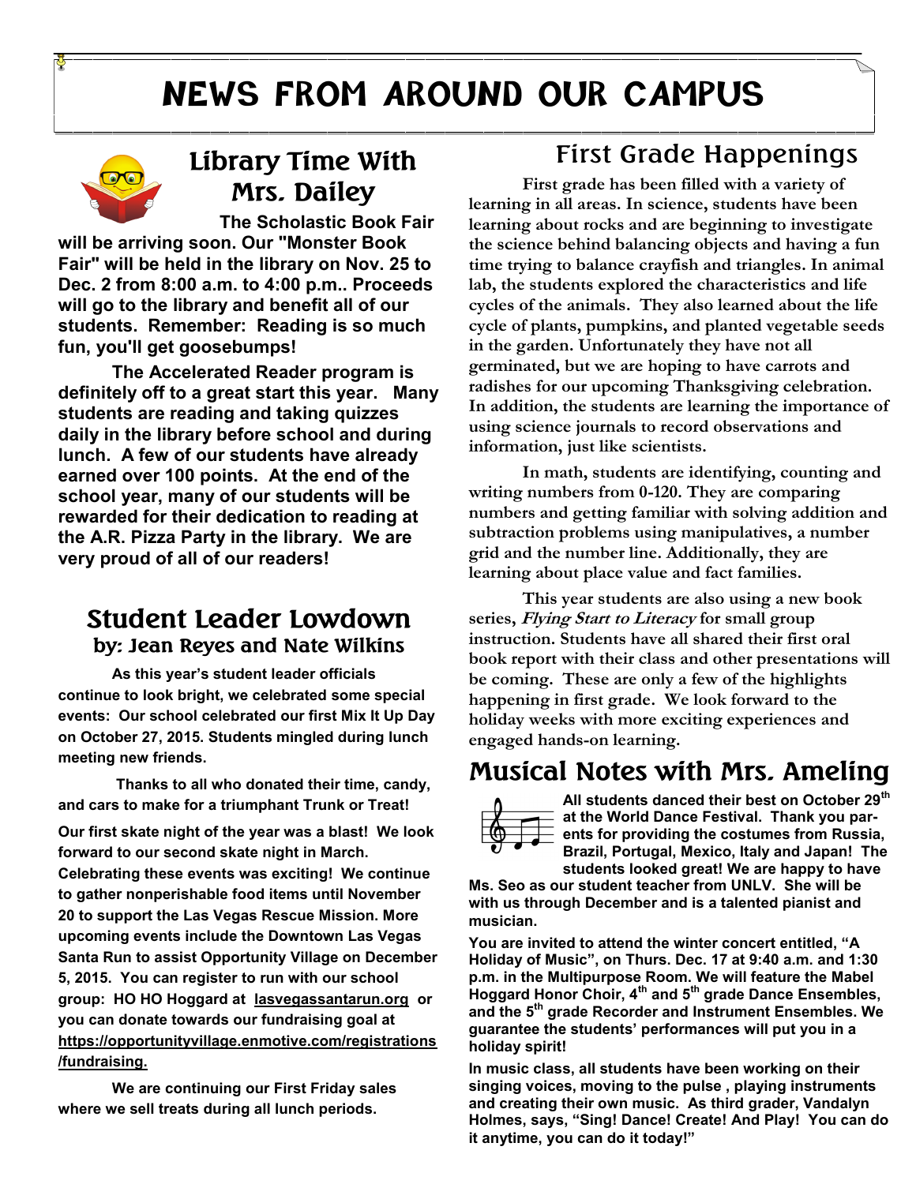# NEWS FROM AROUND OUR CAMPUS

## Library Time With Mrs. Dailey

**The Scholastic Book Fair will be arriving soon. Our "Monster Book Fair" will be held in the library on Nov. 25 to Dec. 2 from 8:00 a.m. to 4:00 p.m.. Proceeds will go to the library and benefit all of our students. Remember: Reading is so much fun, you'll get goosebumps!**

**The Accelerated Reader program is definitely off to a great start this year. Many students are reading and taking quizzes daily in the library before school and during lunch. A few of our students have already earned over 100 points. At the end of the school year, many of our students will be rewarded for their dedication to reading at the A.R. Pizza Party in the library. We are very proud of all of our readers!**

## Student Leader Lowdown
### by: Jean Reyes and Nate Wilkins

**As this year's student leader officials continue to look bright, we celebrated some special events: Our school celebrated our first Mix It Up Day on October 27, 2015. Students mingled during lunch meeting new friends.**

**Thanks to all who donated their time, candy, and cars to make for a triumphant Trunk or Treat!**

**Our first skate night of the year was a blast! We look forward to our second skate night in March. Celebrating these events was exciting! We continue to gather nonperishable food items until November 20 to support the Las Vegas Rescue Mission. More upcoming events include the Downtown Las Vegas Santa Run to assist Opportunity Village on December 5, 2015. You can register to run with our school group: HO HO Hoggard at lasvegassantarun.org or you can donate towards our fundraising goal at https://opportunityvillage.enmotive.com/registrations/fundraising.**

**We are continuing our First Friday sales where we sell treats during all lunch periods.**

## First Grade Happenings

First grade has been filled with a variety of learning in all areas. In science, students have been learning about rocks and are beginning to investigate the science behind balancing objects and having a fun time trying to balance crayfish and triangles. In animal lab, the students explored the characteristics and life cycles of the animals. They also learned about the life cycle of plants, pumpkins, and planted vegetable seeds in the garden. Unfortunately they have not all germinated, but we are hoping to have carrots and radishes for our upcoming Thanksgiving celebration. In addition, the students are learning the importance of using science journals to record observations and information, just like scientists.

In math, students are identifying, counting and writing numbers from 0-120. They are comparing numbers and getting familiar with solving addition and subtraction problems using manipulatives, a number grid and the number line. Additionally, they are learning about place value and fact families.

This year students are also using a new book series, *Flying Start to Literacy* for small group instruction. Students have all shared their first oral book report with their class and other presentations will be coming. These are only a few of the highlights happening in first grade. We look forward to the holiday weeks with more exciting experiences and engaged hands-on learning.

## Musical Notes with Mrs. Ameling

**All students danced their best on October 29th at the World Dance Festival. Thank you parents for providing the costumes from Russia, Brazil, Portugal, Mexico, Italy and Japan! The students looked great! We are happy to have Ms. Seo as our student teacher from UNLV. She will be with us through December and is a talented pianist and musician.**

**You are invited to attend the winter concert entitled, "A Holiday of Music", on Thurs. Dec. 17 at 9:40 a.m. and 1:30 p.m. in the Multipurpose Room. We will feature the Mabel Hoggard Honor Choir, 4th and 5th grade Dance Ensembles, and the 5th grade Recorder and Instrument Ensembles. We guarantee the students' performances will put you in a holiday spirit!**

**In music class, all students have been working on their singing voices, moving to the pulse , playing instruments and creating their own music. As third grader, Vandalyn Holmes, says, "Sing! Dance! Create! And Play! You can do it anytime, you can do it today!"**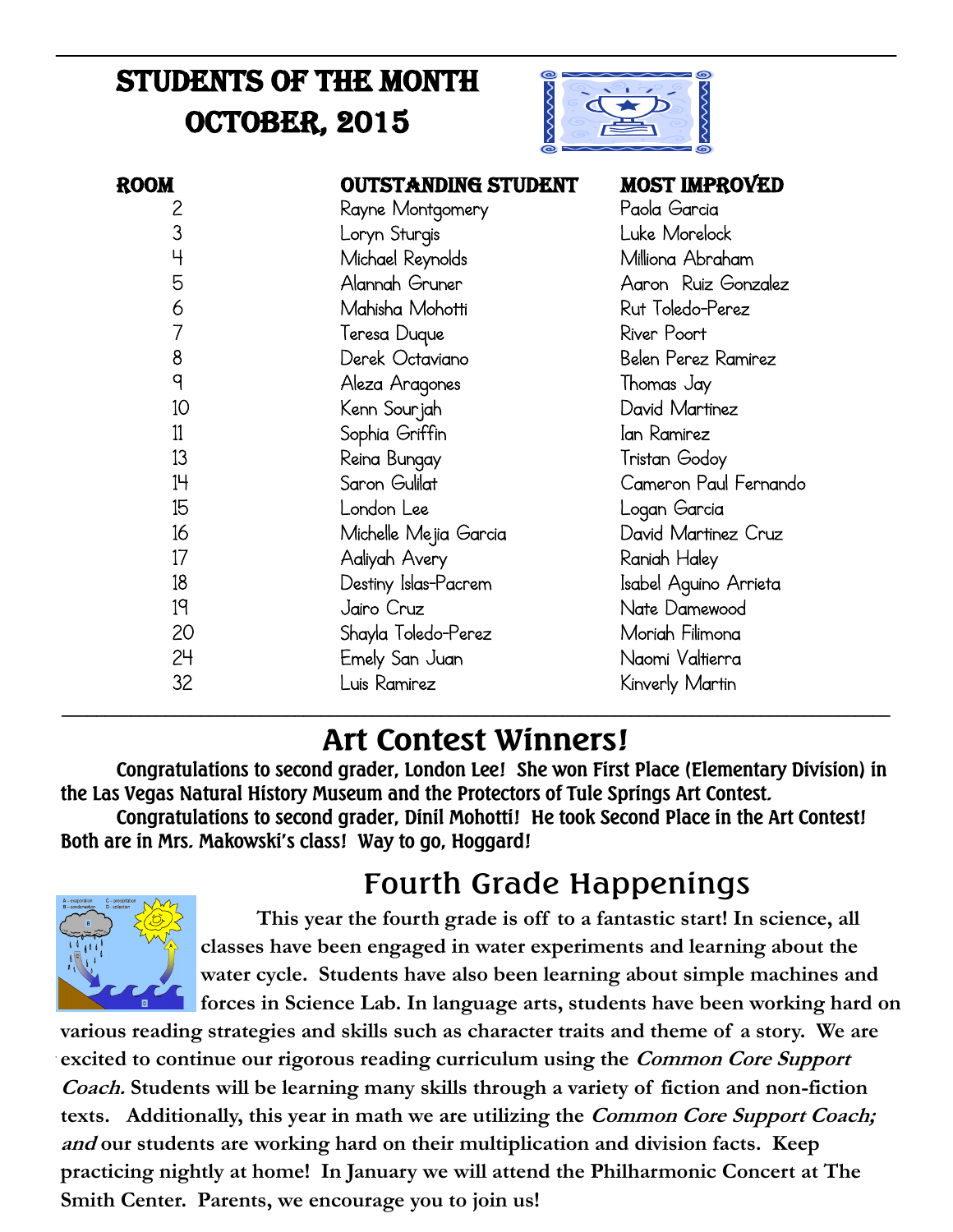# STUDENTS OF THE MONTH
# OCTOBER, 2015

| ROOM | OUTSTANDING STUDENT | MOST IMPROVED |
|---|---|---|
| 2 | Rayne Montgomery | Paola Garcia |
| 3 | Loryn Sturgis | Luke Morelock |
| 4 | Michael Reynolds | Milliona Abraham |
| 5 | Alannah Gruner | Aaron Ruiz Gonzalez |
| 6 | Mahisha Mohotti | Rut Toledo-Perez |
| 7 | Teresa Duque | River Poort |
| 8 | Derek Octaviano | Belen Perez Ramirez |
| 9 | Aleza Aragones | Thomas Jay |
| 10 | Kenn Sourjah | David Martinez |
| 11 | Sophia Griffin | Ian Ramirez |
| 13 | Reina Bungay | Tristan Godoy |
| 14 | Saron Gulilat | Cameron Paul Fernando |
| 15 | London Lee | Logan Garcia |
| 16 | Michelle Mejia Garcia | David Martinez Cruz |
| 17 | Aaliyah Avery | Raniah Haley |
| 18 | Destiny Islas-Pacrem | Isabel Aguino Arrieta |
| 19 | Jairo Cruz | Nate Damewood |
| 20 | Shayla Toledo-Perez | Moriah Filimona |
| 24 | Emely San Juan | Naomi Valtierra |
| 32 | Luis Ramirez | Kinverly Martin |

## Art Contest Winners!

Congratulations to second grader, London Lee! She won First Place (Elementary Division) in the Las Vegas Natural History Museum and the Protectors of Tule Springs Art Contest.

Congratulations to second grader, Dinil Mohotti! He took Second Place in the Art Contest! Both are in Mrs. Makowski's class! Way to go, Hoggard!

## Fourth Grade Happenings

**This year the fourth grade is off to a fantastic start! In science, all classes have been engaged in water experiments and learning about the water cycle. Students have also been learning about simple machines and forces in Science Lab. In language arts, students have been working hard on various reading strategies and skills such as character traits and theme of a story. We are excited to continue our rigorous reading curriculum using the *Common Core Support Coach.* Students will be learning many skills through a variety of fiction and non-fiction texts. Additionally, this year in math we are utilizing the *Common Core Support Coach; and* our students are working hard on their multiplication and division facts. Keep practicing nightly at home! In January we will attend the Philharmonic Concert at The Smith Center. Parents, we encourage you to join us!**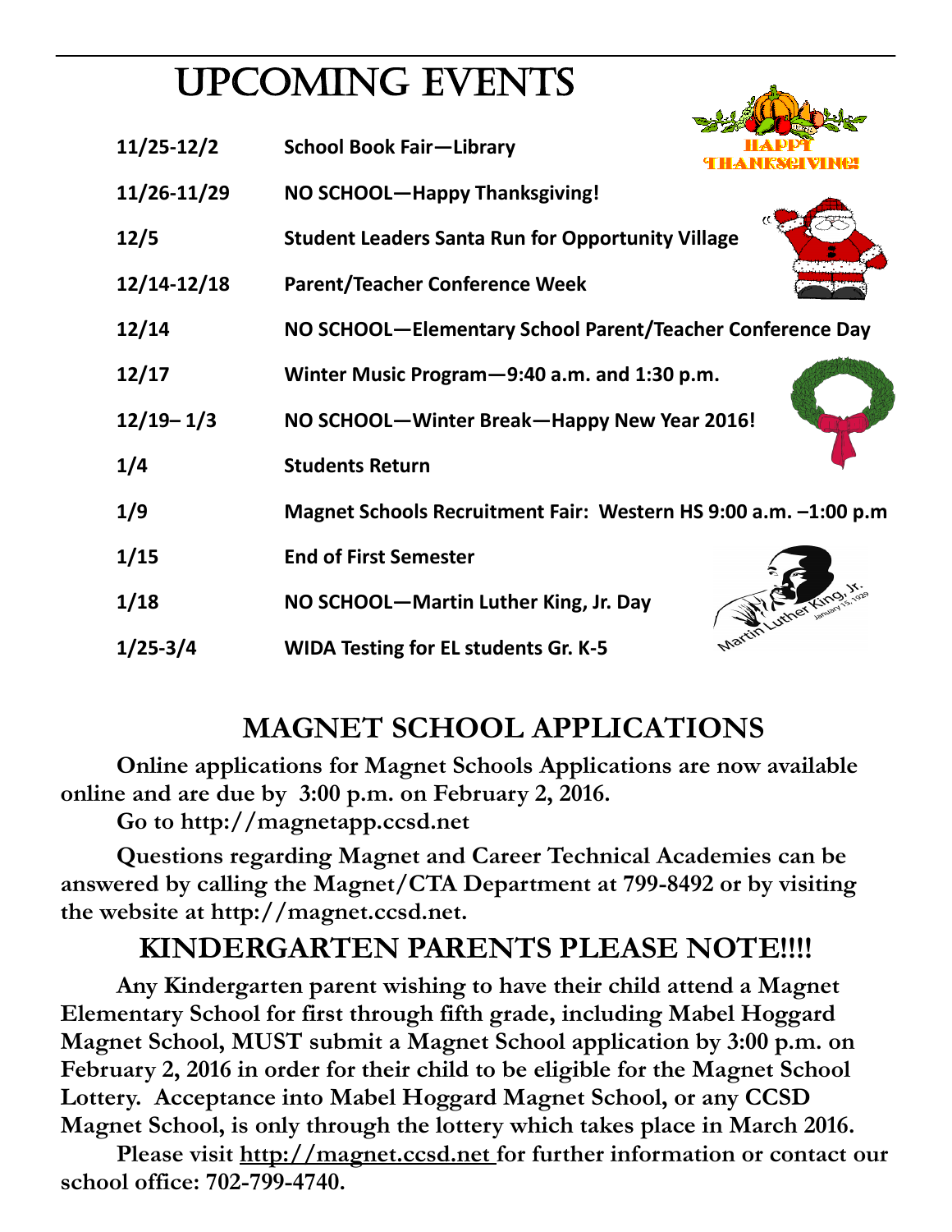# UPCOMING EVENTS

| | |
|---|---|
| **11/25-12/2** | **School Book Fair—Library** |
| **11/26-11/29** | **NO SCHOOL—Happy Thanksgiving!** |
| **12/5** | **Student Leaders Santa Run for Opportunity Village** |
| **12/14-12/18** | **Parent/Teacher Conference Week** |
| **12/14** | **NO SCHOOL—Elementary School Parent/Teacher Conference Day** |
| **12/17** | **Winter Music Program—9:40 a.m. and 1:30 p.m.** |
| **12/19– 1/3** | **NO SCHOOL—Winter Break—Happy New Year 2016!** |
| **1/4** | **Students Return** |
| **1/9** | **Magnet Schools Recruitment Fair: Western HS 9:00 a.m. –1:00 p.m** |
| **1/15** | **End of First Semester** |
| **1/18** | **NO SCHOOL—Martin Luther King, Jr. Day** |
| **1/25-3/4** | **WIDA Testing for EL students Gr. K-5** |

## MAGNET SCHOOL APPLICATIONS

**Online applications for Magnet Schools Applications are now available online and are due by 3:00 p.m. on February 2, 2016.**

**Go to http://magnetapp.ccsd.net**

**Questions regarding Magnet and Career Technical Academies can be answered by calling the Magnet/CTA Department at 799-8492 or by visiting the website at http://magnet.ccsd.net.**

## KINDERGARTEN PARENTS PLEASE NOTE!!!!

**Any Kindergarten parent wishing to have their child attend a Magnet Elementary School for first through fifth grade, including Mabel Hoggard Magnet School, MUST submit a Magnet School application by 3:00 p.m. on February 2, 2016 in order for their child to be eligible for the Magnet School Lottery. Acceptance into Mabel Hoggard Magnet School, or any CCSD Magnet School, is only through the lottery which takes place in March 2016.**

**Please visit http://magnet.ccsd.net for further information or contact our school office: 702-799-4740.**